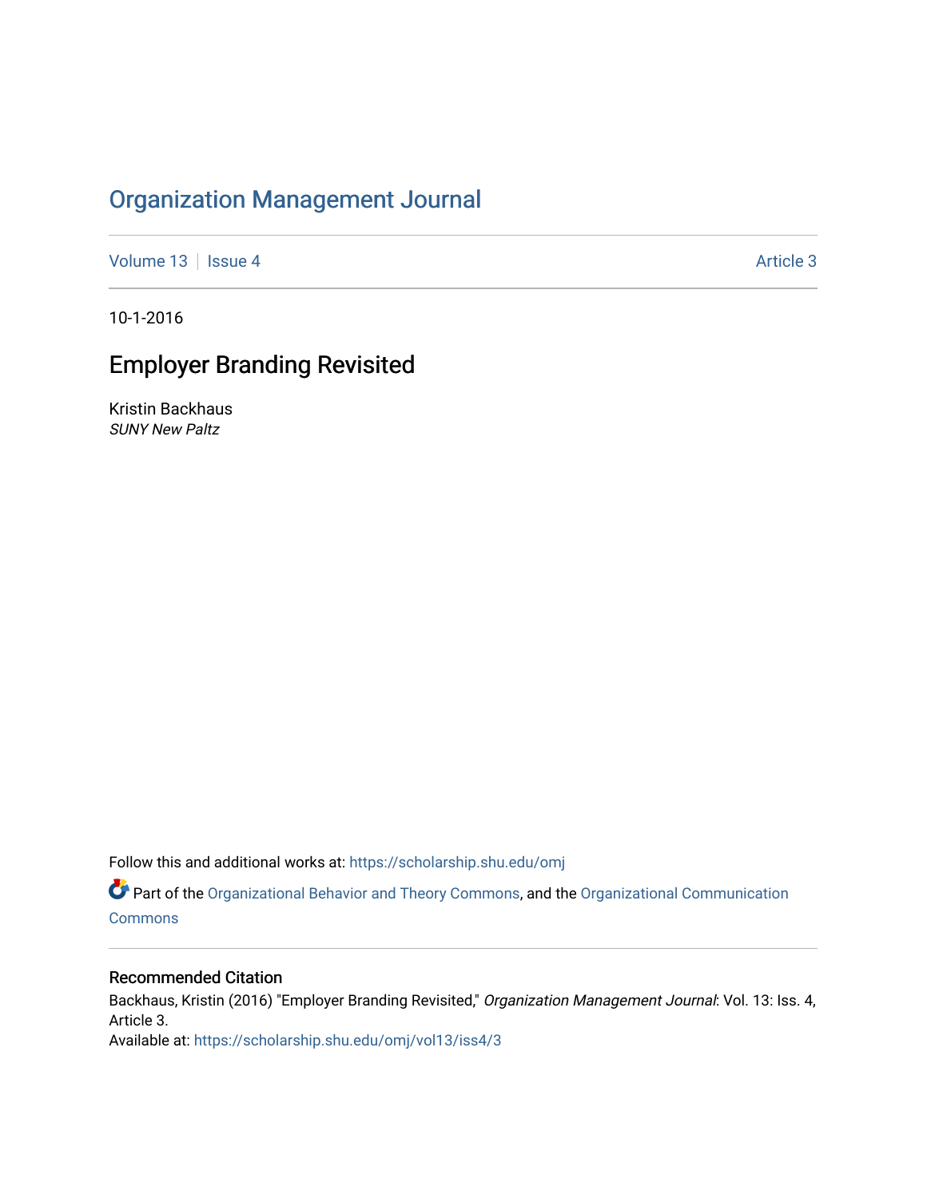# Organization Management Journal

Volume 13 | Issue 4 | Article 3

10-1-2016

## Employer Branding Revisited

Kristin Backhaus
*SUNY New Paltz*

Follow this and additional works at: https://scholarship.shu.edu/omj

Part of the Organizational Behavior and Theory Commons, and the Organizational Communication Commons

### Recommended Citation

Backhaus, Kristin (2016) "Employer Branding Revisited," *Organization Management Journal*: Vol. 13: Iss. 4, Article 3.
Available at: https://scholarship.shu.edu/omj/vol13/iss4/3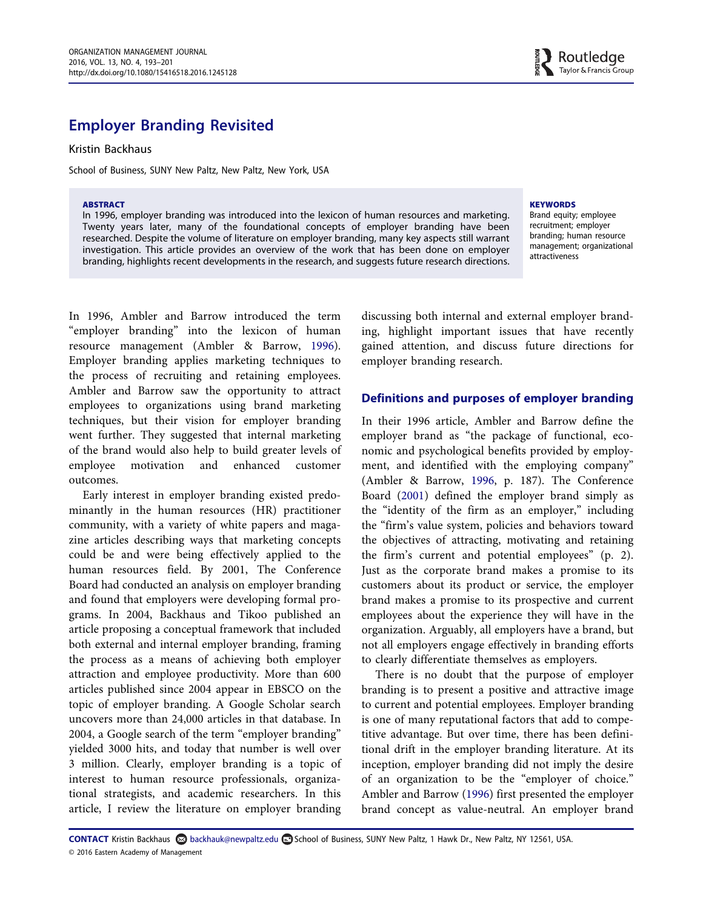# Employer Branding Revisited

Kristin Backhaus

School of Business, SUNY New Paltz, New Paltz, New York, USA

**ABSTRACT**

In 1996, employer branding was introduced into the lexicon of human resources and marketing. Twenty years later, many of the foundational concepts of employer branding have been researched. Despite the volume of literature on employer branding, many key aspects still warrant investigation. This article provides an overview of the work that has been done on employer branding, highlights recent developments in the research, and suggests future research directions.

**KEYWORDS**

Brand equity; employee recruitment; employer branding; human resource management; organizational attractiveness

In 1996, Ambler and Barrow introduced the term "employer branding" into the lexicon of human resource management (Ambler & Barrow, 1996). Employer branding applies marketing techniques to the process of recruiting and retaining employees. Ambler and Barrow saw the opportunity to attract employees to organizations using brand marketing techniques, but their vision for employer branding went further. They suggested that internal marketing of the brand would also help to build greater levels of employee motivation and enhanced customer outcomes.

Early interest in employer branding existed predominantly in the human resources (HR) practitioner community, with a variety of white papers and magazine articles describing ways that marketing concepts could be and were being effectively applied to the human resources field. By 2001, The Conference Board had conducted an analysis on employer branding and found that employers were developing formal programs. In 2004, Backhaus and Tikoo published an article proposing a conceptual framework that included both external and internal employer branding, framing the process as a means of achieving both employer attraction and employee productivity. More than 600 articles published since 2004 appear in EBSCO on the topic of employer branding. A Google Scholar search uncovers more than 24,000 articles in that database. In 2004, a Google search of the term "employer branding" yielded 3000 hits, and today that number is well over 3 million. Clearly, employer branding is a topic of interest to human resource professionals, organizational strategists, and academic researchers. In this article, I review the literature on employer branding discussing both internal and external employer branding, highlight important issues that have recently gained attention, and discuss future directions for employer branding research.

## Definitions and purposes of employer branding

In their 1996 article, Ambler and Barrow define the employer brand as "the package of functional, economic and psychological benefits provided by employment, and identified with the employing company" (Ambler & Barrow, 1996, p. 187). The Conference Board (2001) defined the employer brand simply as the "identity of the firm as an employer," including the "firm's value system, policies and behaviors toward the objectives of attracting, motivating and retaining the firm's current and potential employees" (p. 2). Just as the corporate brand makes a promise to its customers about its product or service, the employer brand makes a promise to its prospective and current employees about the experience they will have in the organization. Arguably, all employers have a brand, but not all employers engage effectively in branding efforts to clearly differentiate themselves as employers.

There is no doubt that the purpose of employer branding is to present a positive and attractive image to current and potential employees. Employer branding is one of many reputational factors that add to competitive advantage. But over time, there has been definitional drift in the employer branding literature. At its inception, employer branding did not imply the desire of an organization to be the "employer of choice." Ambler and Barrow (1996) first presented the employer brand concept as value-neutral. An employer brand

**CONTACT** Kristin Backhaus backhauk@newpaltz.edu School of Business, SUNY New Paltz, 1 Hawk Dr., New Paltz, NY 12561, USA.

© 2016 Eastern Academy of Management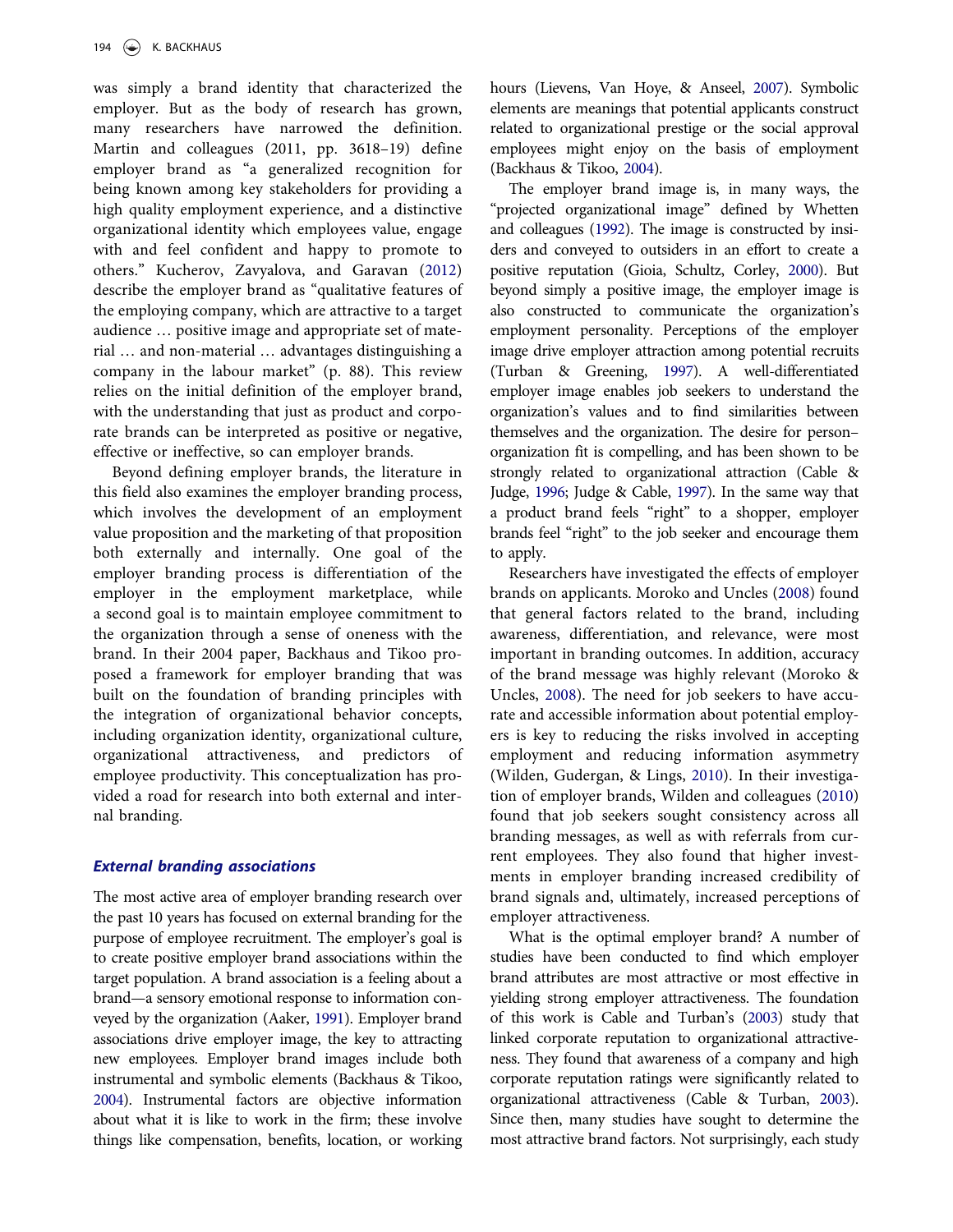was simply a brand identity that characterized the employer. But as the body of research has grown, many researchers have narrowed the definition. Martin and colleagues (2011, pp. 3618–19) define employer brand as "a generalized recognition for being known among key stakeholders for providing a high quality employment experience, and a distinctive organizational identity which employees value, engage with and feel confident and happy to promote to others." Kucherov, Zavyalova, and Garavan (2012) describe the employer brand as "qualitative features of the employing company, which are attractive to a target audience … positive image and appropriate set of material … and non-material … advantages distinguishing a company in the labour market" (p. 88). This review relies on the initial definition of the employer brand, with the understanding that just as product and corporate brands can be interpreted as positive or negative, effective or ineffective, so can employer brands.

Beyond defining employer brands, the literature in this field also examines the employer branding process, which involves the development of an employment value proposition and the marketing of that proposition both externally and internally. One goal of the employer branding process is differentiation of the employer in the employment marketplace, while a second goal is to maintain employee commitment to the organization through a sense of oneness with the brand. In their 2004 paper, Backhaus and Tikoo proposed a framework for employer branding that was built on the foundation of branding principles with the integration of organizational behavior concepts, including organization identity, organizational culture, organizational attractiveness, and predictors of employee productivity. This conceptualization has provided a road for research into both external and internal branding.

### *External branding associations*

The most active area of employer branding research over the past 10 years has focused on external branding for the purpose of employee recruitment. The employer's goal is to create positive employer brand associations within the target population. A brand association is a feeling about a brand—a sensory emotional response to information conveyed by the organization (Aaker, 1991). Employer brand associations drive employer image, the key to attracting new employees. Employer brand images include both instrumental and symbolic elements (Backhaus & Tikoo, 2004). Instrumental factors are objective information about what it is like to work in the firm; these involve things like compensation, benefits, location, or working hours (Lievens, Van Hoye, & Anseel, 2007). Symbolic elements are meanings that potential applicants construct related to organizational prestige or the social approval employees might enjoy on the basis of employment (Backhaus & Tikoo, 2004).

The employer brand image is, in many ways, the "projected organizational image" defined by Whetten and colleagues (1992). The image is constructed by insiders and conveyed to outsiders in an effort to create a positive reputation (Gioia, Schultz, Corley, 2000). But beyond simply a positive image, the employer image is also constructed to communicate the organization's employment personality. Perceptions of the employer image drive employer attraction among potential recruits (Turban & Greening, 1997). A well-differentiated employer image enables job seekers to understand the organization's values and to find similarities between themselves and the organization. The desire for person–organization fit is compelling, and has been shown to be strongly related to organizational attraction (Cable & Judge, 1996; Judge & Cable, 1997). In the same way that a product brand feels "right" to a shopper, employer brands feel "right" to the job seeker and encourage them to apply.

Researchers have investigated the effects of employer brands on applicants. Moroko and Uncles (2008) found that general factors related to the brand, including awareness, differentiation, and relevance, were most important in branding outcomes. In addition, accuracy of the brand message was highly relevant (Moroko & Uncles, 2008). The need for job seekers to have accurate and accessible information about potential employers is key to reducing the risks involved in accepting employment and reducing information asymmetry (Wilden, Gudergan, & Lings, 2010). In their investigation of employer brands, Wilden and colleagues (2010) found that job seekers sought consistency across all branding messages, as well as with referrals from current employees. They also found that higher investments in employer branding increased credibility of brand signals and, ultimately, increased perceptions of employer attractiveness.

What is the optimal employer brand? A number of studies have been conducted to find which employer brand attributes are most attractive or most effective in yielding strong employer attractiveness. The foundation of this work is Cable and Turban's (2003) study that linked corporate reputation to organizational attractiveness. They found that awareness of a company and high corporate reputation ratings were significantly related to organizational attractiveness (Cable & Turban, 2003). Since then, many studies have sought to determine the most attractive brand factors. Not surprisingly, each study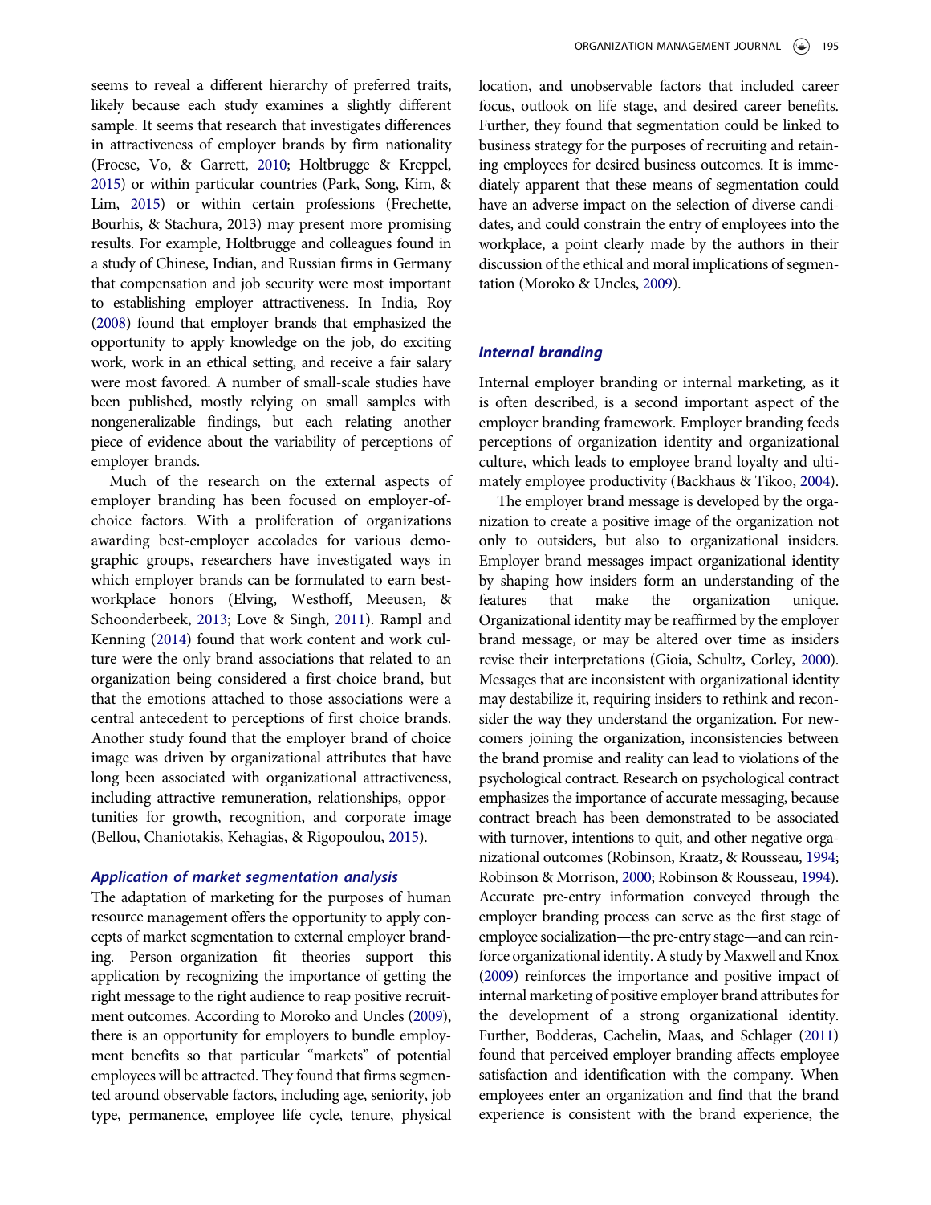seems to reveal a different hierarchy of preferred traits, likely because each study examines a slightly different sample. It seems that research that investigates differences in attractiveness of employer brands by firm nationality (Froese, Vo, & Garrett, 2010; Holtbrugge & Kreppel, 2015) or within particular countries (Park, Song, Kim, & Lim, 2015) or within certain professions (Frechette, Bourhis, & Stachura, 2013) may present more promising results. For example, Holtbrugge and colleagues found in a study of Chinese, Indian, and Russian firms in Germany that compensation and job security were most important to establishing employer attractiveness. In India, Roy (2008) found that employer brands that emphasized the opportunity to apply knowledge on the job, do exciting work, work in an ethical setting, and receive a fair salary were most favored. A number of small-scale studies have been published, mostly relying on small samples with nongeneralizable findings, but each relating another piece of evidence about the variability of perceptions of employer brands.

Much of the research on the external aspects of employer branding has been focused on employer-of-choice factors. With a proliferation of organizations awarding best-employer accolades for various demographic groups, researchers have investigated ways in which employer brands can be formulated to earn best-workplace honors (Elving, Westhoff, Meeusen, & Schoonderbeek, 2013; Love & Singh, 2011). Rampl and Kenning (2014) found that work content and work culture were the only brand associations that related to an organization being considered a first-choice brand, but that the emotions attached to those associations were a central antecedent to perceptions of first choice brands. Another study found that the employer brand of choice image was driven by organizational attributes that have long been associated with organizational attractiveness, including attractive remuneration, relationships, opportunities for growth, recognition, and corporate image (Bellou, Chaniotakis, Kehagias, & Rigopoulou, 2015).

### *Application of market segmentation analysis*

The adaptation of marketing for the purposes of human resource management offers the opportunity to apply concepts of market segmentation to external employer branding. Person–organization fit theories support this application by recognizing the importance of getting the right message to the right audience to reap positive recruitment outcomes. According to Moroko and Uncles (2009), there is an opportunity for employers to bundle employment benefits so that particular "markets" of potential employees will be attracted. They found that firms segmented around observable factors, including age, seniority, job type, permanence, employee life cycle, tenure, physical location, and unobservable factors that included career focus, outlook on life stage, and desired career benefits. Further, they found that segmentation could be linked to business strategy for the purposes of recruiting and retaining employees for desired business outcomes. It is immediately apparent that these means of segmentation could have an adverse impact on the selection of diverse candidates, and could constrain the entry of employees into the workplace, a point clearly made by the authors in their discussion of the ethical and moral implications of segmentation (Moroko & Uncles, 2009).

### *Internal branding*

Internal employer branding or internal marketing, as it is often described, is a second important aspect of the employer branding framework. Employer branding feeds perceptions of organization identity and organizational culture, which leads to employee brand loyalty and ultimately employee productivity (Backhaus & Tikoo, 2004).

The employer brand message is developed by the organization to create a positive image of the organization not only to outsiders, but also to organizational insiders. Employer brand messages impact organizational identity by shaping how insiders form an understanding of the features that make the organization unique. Organizational identity may be reaffirmed by the employer brand message, or may be altered over time as insiders revise their interpretations (Gioia, Schultz, Corley, 2000). Messages that are inconsistent with organizational identity may destabilize it, requiring insiders to rethink and reconsider the way they understand the organization. For newcomers joining the organization, inconsistencies between the brand promise and reality can lead to violations of the psychological contract. Research on psychological contract emphasizes the importance of accurate messaging, because contract breach has been demonstrated to be associated with turnover, intentions to quit, and other negative organizational outcomes (Robinson, Kraatz, & Rousseau, 1994; Robinson & Morrison, 2000; Robinson & Rousseau, 1994). Accurate pre-entry information conveyed through the employer branding process can serve as the first stage of employee socialization—the pre-entry stage—and can reinforce organizational identity. A study by Maxwell and Knox (2009) reinforces the importance and positive impact of internal marketing of positive employer brand attributes for the development of a strong organizational identity. Further, Bodderas, Cachelin, Maas, and Schlager (2011) found that perceived employer branding affects employee satisfaction and identification with the company. When employees enter an organization and find that the brand experience is consistent with the brand experience, the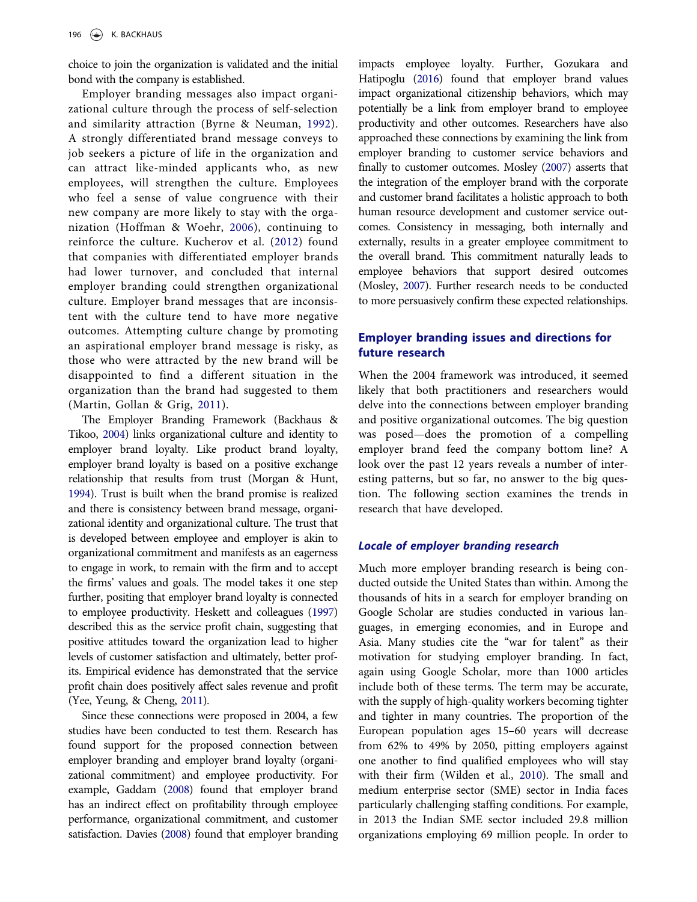choice to join the organization is validated and the initial bond with the company is established.

Employer branding messages also impact organizational culture through the process of self-selection and similarity attraction (Byrne & Neuman, 1992). A strongly differentiated brand message conveys to job seekers a picture of life in the organization and can attract like-minded applicants who, as new employees, will strengthen the culture. Employees who feel a sense of value congruence with their new company are more likely to stay with the organization (Hoffman & Woehr, 2006), continuing to reinforce the culture. Kucherov et al. (2012) found that companies with differentiated employer brands had lower turnover, and concluded that internal employer branding could strengthen organizational culture. Employer brand messages that are inconsistent with the culture tend to have more negative outcomes. Attempting culture change by promoting an aspirational employer brand message is risky, as those who were attracted by the new brand will be disappointed to find a different situation in the organization than the brand had suggested to them (Martin, Gollan & Grig, 2011).

The Employer Branding Framework (Backhaus & Tikoo, 2004) links organizational culture and identity to employer brand loyalty. Like product brand loyalty, employer brand loyalty is based on a positive exchange relationship that results from trust (Morgan & Hunt, 1994). Trust is built when the brand promise is realized and there is consistency between brand message, organizational identity and organizational culture. The trust that is developed between employee and employer is akin to organizational commitment and manifests as an eagerness to engage in work, to remain with the firm and to accept the firms' values and goals. The model takes it one step further, positing that employer brand loyalty is connected to employee productivity. Heskett and colleagues (1997) described this as the service profit chain, suggesting that positive attitudes toward the organization lead to higher levels of customer satisfaction and ultimately, better profits. Empirical evidence has demonstrated that the service profit chain does positively affect sales revenue and profit (Yee, Yeung, & Cheng, 2011).

Since these connections were proposed in 2004, a few studies have been conducted to test them. Research has found support for the proposed connection between employer branding and employer brand loyalty (organizational commitment) and employee productivity. For example, Gaddam (2008) found that employer brand has an indirect effect on profitability through employee performance, organizational commitment, and customer satisfaction. Davies (2008) found that employer branding impacts employee loyalty. Further, Gozukara and Hatipoglu (2016) found that employer brand values impact organizational citizenship behaviors, which may potentially be a link from employer brand to employee productivity and other outcomes. Researchers have also approached these connections by examining the link from employer branding to customer service behaviors and finally to customer outcomes. Mosley (2007) asserts that the integration of the employer brand with the corporate and customer brand facilitates a holistic approach to both human resource development and customer service outcomes. Consistency in messaging, both internally and externally, results in a greater employee commitment to the overall brand. This commitment naturally leads to employee behaviors that support desired outcomes (Mosley, 2007). Further research needs to be conducted to more persuasively confirm these expected relationships.

## Employer branding issues and directions for future research

When the 2004 framework was introduced, it seemed likely that both practitioners and researchers would delve into the connections between employer branding and positive organizational outcomes. The big question was posed—does the promotion of a compelling employer brand feed the company bottom line? A look over the past 12 years reveals a number of interesting patterns, but so far, no answer to the big question. The following section examines the trends in research that have developed.

### *Locale of employer branding research*

Much more employer branding research is being conducted outside the United States than within. Among the thousands of hits in a search for employer branding on Google Scholar are studies conducted in various languages, in emerging economies, and in Europe and Asia. Many studies cite the "war for talent" as their motivation for studying employer branding. In fact, again using Google Scholar, more than 1000 articles include both of these terms. The term may be accurate, with the supply of high-quality workers becoming tighter and tighter in many countries. The proportion of the European population ages 15–60 years will decrease from 62% to 49% by 2050, pitting employers against one another to find qualified employees who will stay with their firm (Wilden et al., 2010). The small and medium enterprise sector (SME) sector in India faces particularly challenging staffing conditions. For example, in 2013 the Indian SME sector included 29.8 million organizations employing 69 million people. In order to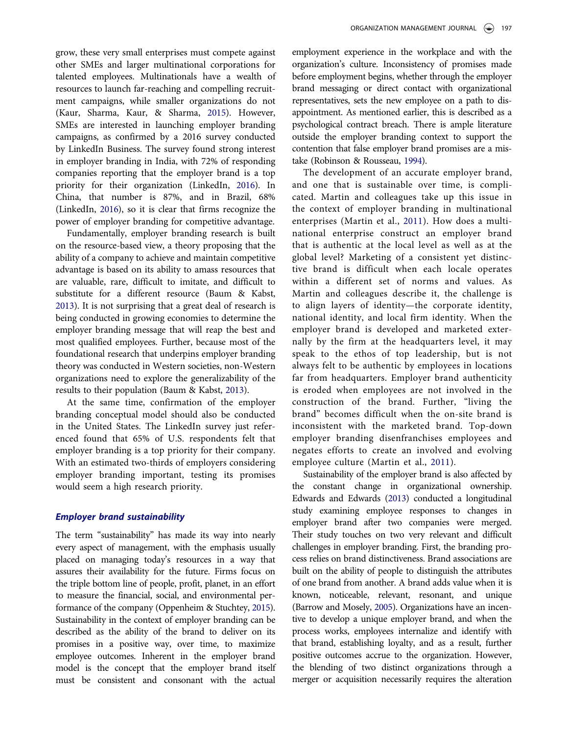grow, these very small enterprises must compete against other SMEs and larger multinational corporations for talented employees. Multinationals have a wealth of resources to launch far-reaching and compelling recruitment campaigns, while smaller organizations do not (Kaur, Sharma, Kaur, & Sharma, 2015). However, SMEs are interested in launching employer branding campaigns, as confirmed by a 2016 survey conducted by LinkedIn Business. The survey found strong interest in employer branding in India, with 72% of responding companies reporting that the employer brand is a top priority for their organization (LinkedIn, 2016). In China, that number is 87%, and in Brazil, 68% (LinkedIn, 2016), so it is clear that firms recognize the power of employer branding for competitive advantage.

Fundamentally, employer branding research is built on the resource-based view, a theory proposing that the ability of a company to achieve and maintain competitive advantage is based on its ability to amass resources that are valuable, rare, difficult to imitate, and difficult to substitute for a different resource (Baum & Kabst, 2013). It is not surprising that a great deal of research is being conducted in growing economies to determine the employer branding message that will reap the best and most qualified employees. Further, because most of the foundational research that underpins employer branding theory was conducted in Western societies, non-Western organizations need to explore the generalizability of the results to their population (Baum & Kabst, 2013).

At the same time, confirmation of the employer branding conceptual model should also be conducted in the United States. The LinkedIn survey just referenced found that 65% of U.S. respondents felt that employer branding is a top priority for their company. With an estimated two-thirds of employers considering employer branding important, testing its promises would seem a high research priority.

### *Employer brand sustainability*

The term "sustainability" has made its way into nearly every aspect of management, with the emphasis usually placed on managing today's resources in a way that assures their availability for the future. Firms focus on the triple bottom line of people, profit, planet, in an effort to measure the financial, social, and environmental performance of the company (Oppenheim & Stuchtey, 2015). Sustainability in the context of employer branding can be described as the ability of the brand to deliver on its promises in a positive way, over time, to maximize employee outcomes. Inherent in the employer brand model is the concept that the employer brand itself must be consistent and consonant with the actual employment experience in the workplace and with the organization's culture. Inconsistency of promises made before employment begins, whether through the employer brand messaging or direct contact with organizational representatives, sets the new employee on a path to disappointment. As mentioned earlier, this is described as a psychological contract breach. There is ample literature outside the employer branding context to support the contention that false employer brand promises are a mistake (Robinson & Rousseau, 1994).

The development of an accurate employer brand, and one that is sustainable over time, is complicated. Martin and colleagues take up this issue in the context of employer branding in multinational enterprises (Martin et al., 2011). How does a multinational enterprise construct an employer brand that is authentic at the local level as well as at the global level? Marketing of a consistent yet distinctive brand is difficult when each locale operates within a different set of norms and values. As Martin and colleagues describe it, the challenge is to align layers of identity—the corporate identity, national identity, and local firm identity. When the employer brand is developed and marketed externally by the firm at the headquarters level, it may speak to the ethos of top leadership, but is not always felt to be authentic by employees in locations far from headquarters. Employer brand authenticity is eroded when employees are not involved in the construction of the brand. Further, "living the brand" becomes difficult when the on-site brand is inconsistent with the marketed brand. Top-down employer branding disenfranchises employees and negates efforts to create an involved and evolving employee culture (Martin et al., 2011).

Sustainability of the employer brand is also affected by the constant change in organizational ownership. Edwards and Edwards (2013) conducted a longitudinal study examining employee responses to changes in employer brand after two companies were merged. Their study touches on two very relevant and difficult challenges in employer branding. First, the branding process relies on brand distinctiveness. Brand associations are built on the ability of people to distinguish the attributes of one brand from another. A brand adds value when it is known, noticeable, relevant, resonant, and unique (Barrow and Mosely, 2005). Organizations have an incentive to develop a unique employer brand, and when the process works, employees internalize and identify with that brand, establishing loyalty, and as a result, further positive outcomes accrue to the organization. However, the blending of two distinct organizations through a merger or acquisition necessarily requires the alteration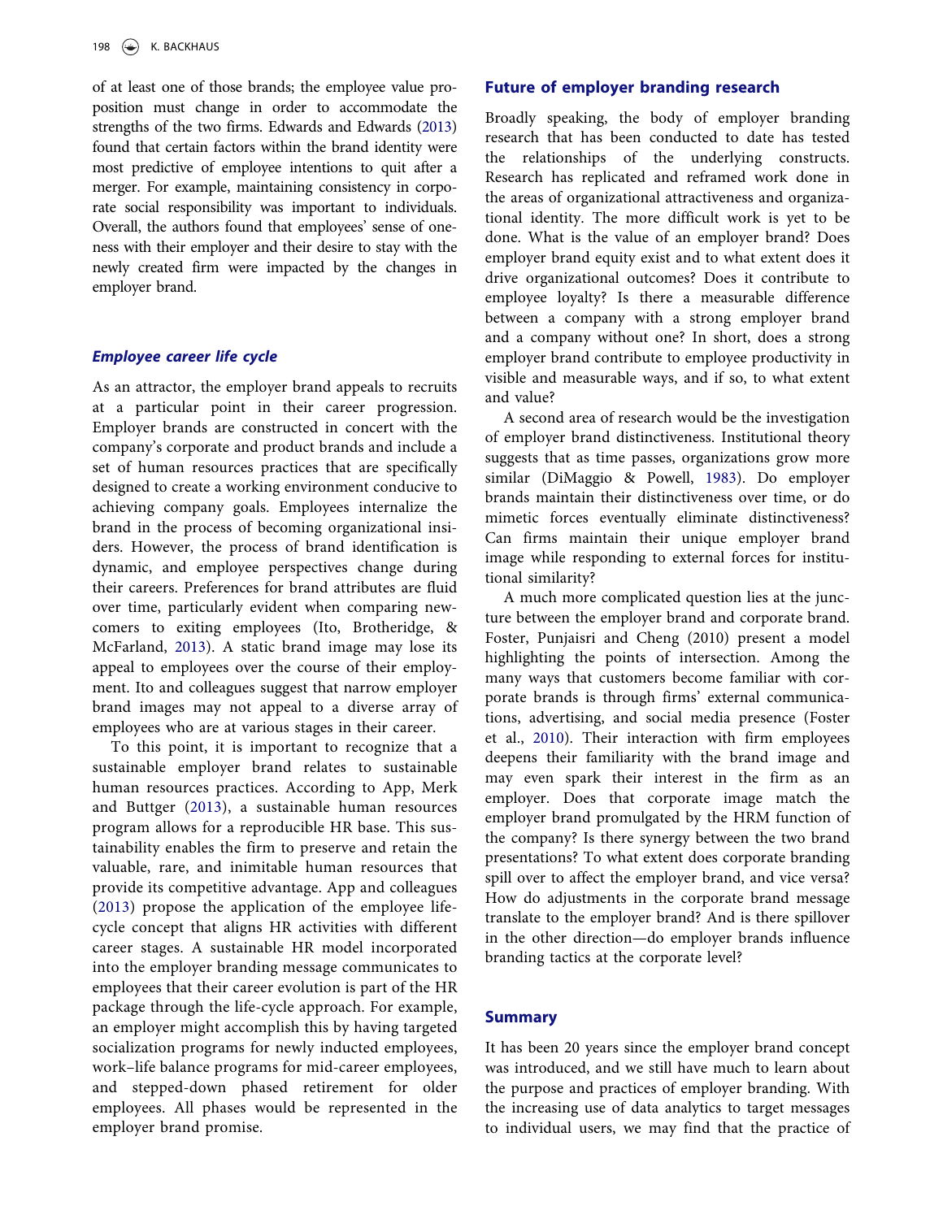of at least one of those brands; the employee value proposition must change in order to accommodate the strengths of the two firms. Edwards and Edwards (2013) found that certain factors within the brand identity were most predictive of employee intentions to quit after a merger. For example, maintaining consistency in corporate social responsibility was important to individuals. Overall, the authors found that employees' sense of oneness with their employer and their desire to stay with the newly created firm were impacted by the changes in employer brand.

### *Employee career life cycle*

As an attractor, the employer brand appeals to recruits at a particular point in their career progression. Employer brands are constructed in concert with the company's corporate and product brands and include a set of human resources practices that are specifically designed to create a working environment conducive to achieving company goals. Employees internalize the brand in the process of becoming organizational insiders. However, the process of brand identification is dynamic, and employee perspectives change during their careers. Preferences for brand attributes are fluid over time, particularly evident when comparing newcomers to exiting employees (Ito, Brotheridge, & McFarland, 2013). A static brand image may lose its appeal to employees over the course of their employment. Ito and colleagues suggest that narrow employer brand images may not appeal to a diverse array of employees who are at various stages in their career.

To this point, it is important to recognize that a sustainable employer brand relates to sustainable human resources practices. According to App, Merk and Buttger (2013), a sustainable human resources program allows for a reproducible HR base. This sustainability enables the firm to preserve and retain the valuable, rare, and inimitable human resources that provide its competitive advantage. App and colleagues (2013) propose the application of the employee life-cycle concept that aligns HR activities with different career stages. A sustainable HR model incorporated into the employer branding message communicates to employees that their career evolution is part of the HR package through the life-cycle approach. For example, an employer might accomplish this by having targeted socialization programs for newly inducted employees, work–life balance programs for mid-career employees, and stepped-down phased retirement for older employees. All phases would be represented in the employer brand promise.

## Future of employer branding research

Broadly speaking, the body of employer branding research that has been conducted to date has tested the relationships of the underlying constructs. Research has replicated and reframed work done in the areas of organizational attractiveness and organizational identity. The more difficult work is yet to be done. What is the value of an employer brand? Does employer brand equity exist and to what extent does it drive organizational outcomes? Does it contribute to employee loyalty? Is there a measurable difference between a company with a strong employer brand and a company without one? In short, does a strong employer brand contribute to employee productivity in visible and measurable ways, and if so, to what extent and value?

A second area of research would be the investigation of employer brand distinctiveness. Institutional theory suggests that as time passes, organizations grow more similar (DiMaggio & Powell, 1983). Do employer brands maintain their distinctiveness over time, or do mimetic forces eventually eliminate distinctiveness? Can firms maintain their unique employer brand image while responding to external forces for institutional similarity?

A much more complicated question lies at the juncture between the employer brand and corporate brand. Foster, Punjaisri and Cheng (2010) present a model highlighting the points of intersection. Among the many ways that customers become familiar with corporate brands is through firms' external communications, advertising, and social media presence (Foster et al., 2010). Their interaction with firm employees deepens their familiarity with the brand image and may even spark their interest in the firm as an employer. Does that corporate image match the employer brand promulgated by the HRM function of the company? Is there synergy between the two brand presentations? To what extent does corporate branding spill over to affect the employer brand, and vice versa? How do adjustments in the corporate brand message translate to the employer brand? And is there spillover in the other direction—do employer brands influence branding tactics at the corporate level?

## Summary

It has been 20 years since the employer brand concept was introduced, and we still have much to learn about the purpose and practices of employer branding. With the increasing use of data analytics to target messages to individual users, we may find that the practice of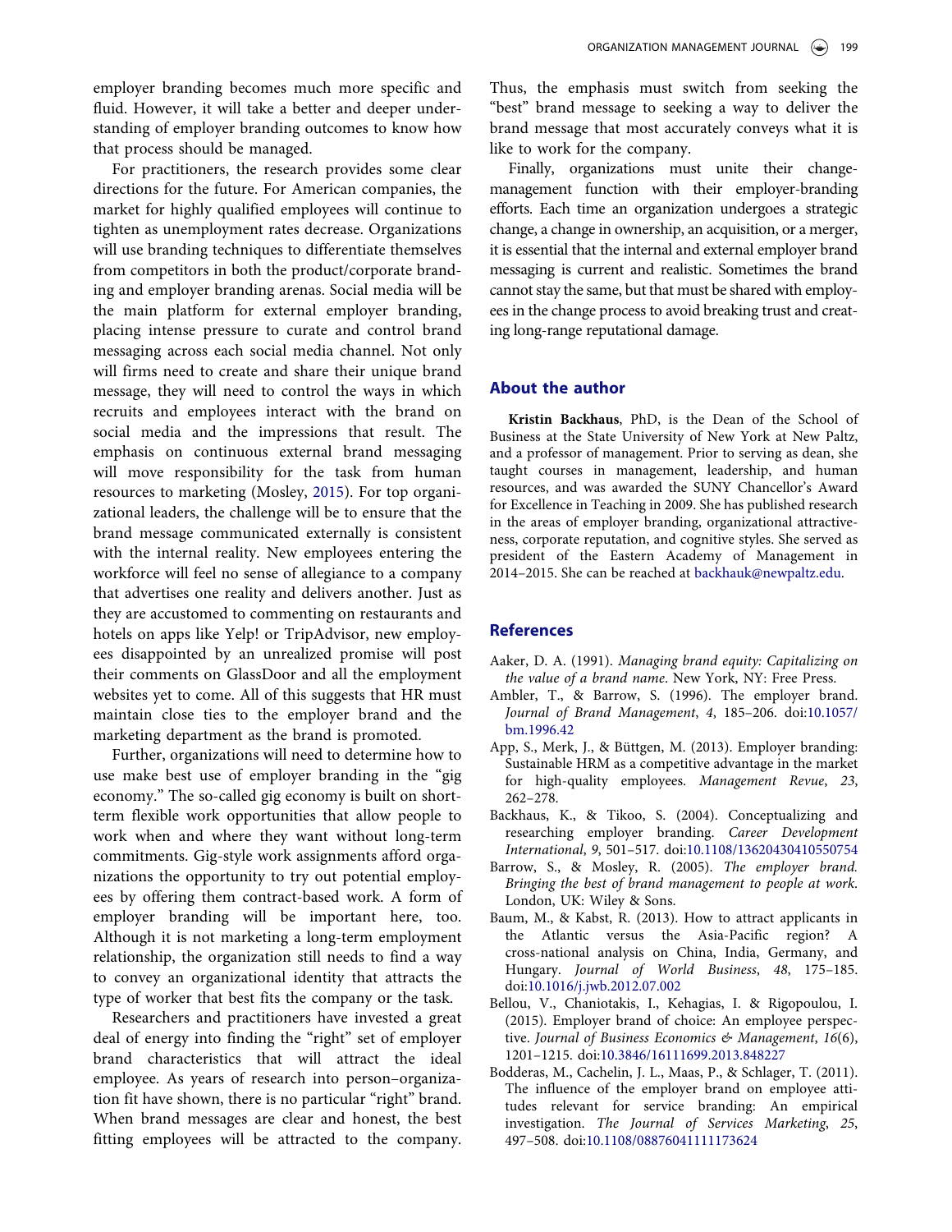employer branding becomes much more specific and fluid. However, it will take a better and deeper understanding of employer branding outcomes to know how that process should be managed.

For practitioners, the research provides some clear directions for the future. For American companies, the market for highly qualified employees will continue to tighten as unemployment rates decrease. Organizations will use branding techniques to differentiate themselves from competitors in both the product/corporate branding and employer branding arenas. Social media will be the main platform for external employer branding, placing intense pressure to curate and control brand messaging across each social media channel. Not only will firms need to create and share their unique brand message, they will need to control the ways in which recruits and employees interact with the brand on social media and the impressions that result. The emphasis on continuous external brand messaging will move responsibility for the task from human resources to marketing (Mosley, 2015). For top organizational leaders, the challenge will be to ensure that the brand message communicated externally is consistent with the internal reality. New employees entering the workforce will feel no sense of allegiance to a company that advertises one reality and delivers another. Just as they are accustomed to commenting on restaurants and hotels on apps like Yelp! or TripAdvisor, new employees disappointed by an unrealized promise will post their comments on GlassDoor and all the employment websites yet to come. All of this suggests that HR must maintain close ties to the employer brand and the marketing department as the brand is promoted.

Further, organizations will need to determine how to use make best use of employer branding in the "gig economy." The so-called gig economy is built on short-term flexible work opportunities that allow people to work when and where they want without long-term commitments. Gig-style work assignments afford organizations the opportunity to try out potential employees by offering them contract-based work. A form of employer branding will be important here, too. Although it is not marketing a long-term employment relationship, the organization still needs to find a way to convey an organizational identity that attracts the type of worker that best fits the company or the task.

Researchers and practitioners have invested a great deal of energy into finding the "right" set of employer brand characteristics that will attract the ideal employee. As years of research into person–organization fit have shown, there is no particular "right" brand. When brand messages are clear and honest, the best fitting employees will be attracted to the company. Thus, the emphasis must switch from seeking the "best" brand message to seeking a way to deliver the brand message that most accurately conveys what it is like to work for the company.

Finally, organizations must unite their change-management function with their employer-branding efforts. Each time an organization undergoes a strategic change, a change in ownership, an acquisition, or a merger, it is essential that the internal and external employer brand messaging is current and realistic. Sometimes the brand cannot stay the same, but that must be shared with employees in the change process to avoid breaking trust and creating long-range reputational damage.

## About the author

**Kristin Backhaus**, PhD, is the Dean of the School of Business at the State University of New York at New Paltz, and a professor of management. Prior to serving as dean, she taught courses in management, leadership, and human resources, and was awarded the SUNY Chancellor's Award for Excellence in Teaching in 2009. She has published research in the areas of employer branding, organizational attractiveness, corporate reputation, and cognitive styles. She served as president of the Eastern Academy of Management in 2014–2015. She can be reached at backhauk@newpaltz.edu.

## References

Aaker, D. A. (1991). *Managing brand equity: Capitalizing on the value of a brand name*. New York, NY: Free Press.

Ambler, T., & Barrow, S. (1996). The employer brand. *Journal of Brand Management*, *4*, 185–206. doi:10.1057/bm.1996.42

App, S., Merk, J., & Büttgen, M. (2013). Employer branding: Sustainable HRM as a competitive advantage in the market for high-quality employees. *Management Revue*, *23*, 262–278.

Backhaus, K., & Tikoo, S. (2004). Conceptualizing and researching employer branding. *Career Development International*, *9*, 501–517. doi:10.1108/13620430410550754

Barrow, S., & Mosley, R. (2005). *The employer brand. Bringing the best of brand management to people at work*. London, UK: Wiley & Sons.

Baum, M., & Kabst, R. (2013). How to attract applicants in the Atlantic versus the Asia-Pacific region? A cross-national analysis on China, India, Germany, and Hungary. *Journal of World Business*, *48*, 175–185. doi:10.1016/j.jwb.2012.07.002

Bellou, V., Chaniotakis, I., Kehagias, I. & Rigopoulou, I. (2015). Employer brand of choice: An employee perspective. *Journal of Business Economics & Management*, *16*(6), 1201–1215. doi:10.3846/16111699.2013.848227

Bodderas, M., Cachelin, J. L., Maas, P., & Schlager, T. (2011). The influence of the employer brand on employee attitudes relevant for service branding: An empirical investigation. *The Journal of Services Marketing*, *25*, 497–508. doi:10.1108/08876041111173624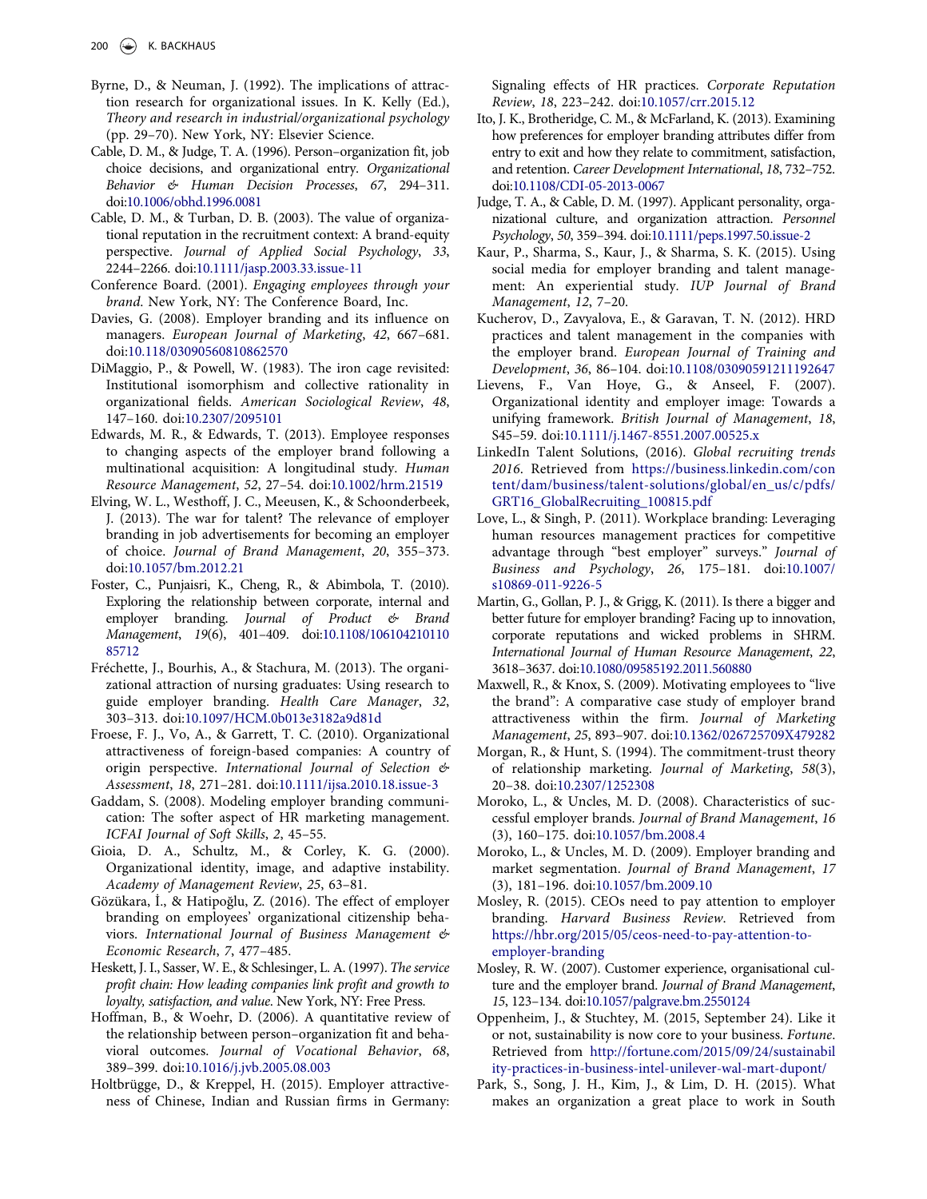Byrne, D., & Neuman, J. (1992). The implications of attraction research for organizational issues. In K. Kelly (Ed.), *Theory and research in industrial/organizational psychology* (pp. 29–70). New York, NY: Elsevier Science.

Cable, D. M., & Judge, T. A. (1996). Person–organization fit, job choice decisions, and organizational entry. *Organizational Behavior & Human Decision Processes*, *67*, 294–311. doi:10.1006/obhd.1996.0081

Cable, D. M., & Turban, D. B. (2003). The value of organizational reputation in the recruitment context: A brand-equity perspective. *Journal of Applied Social Psychology*, *33*, 2244–2266. doi:10.1111/jasp.2003.33.issue-11

Conference Board. (2001). *Engaging employees through your brand*. New York, NY: The Conference Board, Inc.

Davies, G. (2008). Employer branding and its influence on managers. *European Journal of Marketing*, *42*, 667–681. doi:10.118/03090560810862570

DiMaggio, P., & Powell, W. (1983). The iron cage revisited: Institutional isomorphism and collective rationality in organizational fields. *American Sociological Review*, *48*, 147–160. doi:10.2307/2095101

Edwards, M. R., & Edwards, T. (2013). Employee responses to changing aspects of the employer brand following a multinational acquisition: A longitudinal study. *Human Resource Management*, *52*, 27–54. doi:10.1002/hrm.21519

Elving, W. L., Westhoff, J. C., Meeusen, K., & Schoonderbeek, J. (2013). The war for talent? The relevance of employer branding in job advertisements for becoming an employer of choice. *Journal of Brand Management*, *20*, 355–373. doi:10.1057/bm.2012.21

Foster, C., Punjaisri, K., Cheng, R., & Abimbola, T. (2010). Exploring the relationship between corporate, internal and employer branding. *Journal of Product & Brand Management*, *19*(6), 401–409. doi:10.1108/10610421011085712

Fréchette, J., Bourhis, A., & Stachura, M. (2013). The organizational attraction of nursing graduates: Using research to guide employer branding. *Health Care Manager*, *32*, 303–313. doi:10.1097/HCM.0b013e3182a9d81d

Froese, F. J., Vo, A., & Garrett, T. C. (2010). Organizational attractiveness of foreign-based companies: A country of origin perspective. *International Journal of Selection & Assessment*, *18*, 271–281. doi:10.1111/ijsa.2010.18.issue-3

Gaddam, S. (2008). Modeling employer branding communication: The softer aspect of HR marketing management. *ICFAI Journal of Soft Skills*, *2*, 45–55.

Gioia, D. A., Schultz, M., & Corley, K. G. (2000). Organizational identity, image, and adaptive instability. *Academy of Management Review*, *25*, 63–81.

Gözükara, İ., & Hatipoğlu, Z. (2016). The effect of employer branding on employees' organizational citizenship behaviors. *International Journal of Business Management & Economic Research*, *7*, 477–485.

Heskett, J. I., Sasser, W. E., & Schlesinger, L. A. (1997). *The service profit chain: How leading companies link profit and growth to loyalty, satisfaction, and value*. New York, NY: Free Press.

Hoffman, B., & Woehr, D. (2006). A quantitative review of the relationship between person–organization fit and behavioral outcomes. *Journal of Vocational Behavior*, *68*, 389–399. doi:10.1016/j.jvb.2005.08.003

Holtbrügge, D., & Kreppel, H. (2015). Employer attractiveness of Chinese, Indian and Russian firms in Germany: Signaling effects of HR practices. *Corporate Reputation Review*, *18*, 223–242. doi:10.1057/crr.2015.12

Ito, J. K., Brotheridge, C. M., & McFarland, K. (2013). Examining how preferences for employer branding attributes differ from entry to exit and how they relate to commitment, satisfaction, and retention. *Career Development International*, *18*, 732–752. doi:10.1108/CDI-05-2013-0067

Judge, T. A., & Cable, D. M. (1997). Applicant personality, organizational culture, and organization attraction. *Personnel Psychology*, *50*, 359–394. doi:10.1111/peps.1997.50.issue-2

Kaur, P., Sharma, S., Kaur, J., & Sharma, S. K. (2015). Using social media for employer branding and talent management: An experiential study. *IUP Journal of Brand Management*, *12*, 7–20.

Kucherov, D., Zavyalova, E., & Garavan, T. N. (2012). HRD practices and talent management in the companies with the employer brand. *European Journal of Training and Development*, *36*, 86–104. doi:10.1108/03090591211192647

Lievens, F., Van Hoye, G., & Anseel, F. (2007). Organizational identity and employer image: Towards a unifying framework. *British Journal of Management*, *18*, S45–59. doi:10.1111/j.1467-8551.2007.00525.x

LinkedIn Talent Solutions, (2016). *Global recruiting trends 2016*. Retrieved from https://business.linkedin.com/content/dam/business/talent-solutions/global/en_us/c/pdfs/GRT16_GlobalRecruiting_100815.pdf

Love, L., & Singh, P. (2011). Workplace branding: Leveraging human resources management practices for competitive advantage through "best employer" surveys." *Journal of Business and Psychology*, *26*, 175–181. doi:10.1007/s10869-011-9226-5

Martin, G., Gollan, P. J., & Grigg, K. (2011). Is there a bigger and better future for employer branding? Facing up to innovation, corporate reputations and wicked problems in SHRM. *International Journal of Human Resource Management*, *22*, 3618–3637. doi:10.1080/09585192.2011.560880

Maxwell, R., & Knox, S. (2009). Motivating employees to "live the brand": A comparative case study of employer brand attractiveness within the firm. *Journal of Marketing Management*, *25*, 893–907. doi:10.1362/026725709X479282

Morgan, R., & Hunt, S. (1994). The commitment-trust theory of relationship marketing. *Journal of Marketing*, *58*(3), 20–38. doi:10.2307/1252308

Moroko, L., & Uncles, M. D. (2008). Characteristics of successful employer brands. *Journal of Brand Management*, *16* (3), 160–175. doi:10.1057/bm.2008.4

Moroko, L., & Uncles, M. D. (2009). Employer branding and market segmentation. *Journal of Brand Management*, *17* (3), 181–196. doi:10.1057/bm.2009.10

Mosley, R. (2015). CEOs need to pay attention to employer branding. *Harvard Business Review*. Retrieved from https://hbr.org/2015/05/ceos-need-to-pay-attention-to-employer-branding

Mosley, R. W. (2007). Customer experience, organisational culture and the employer brand. *Journal of Brand Management*, *15*, 123–134. doi:10.1057/palgrave.bm.2550124

Oppenheim, J., & Stuchtey, M. (2015, September 24). Like it or not, sustainability is now core to your business. *Fortune*. Retrieved from http://fortune.com/2015/09/24/sustainability-practices-in-business-intel-unilever-wal-mart-dupont/

Park, S., Song, J. H., Kim, J., & Lim, D. H. (2015). What makes an organization a great place to work in South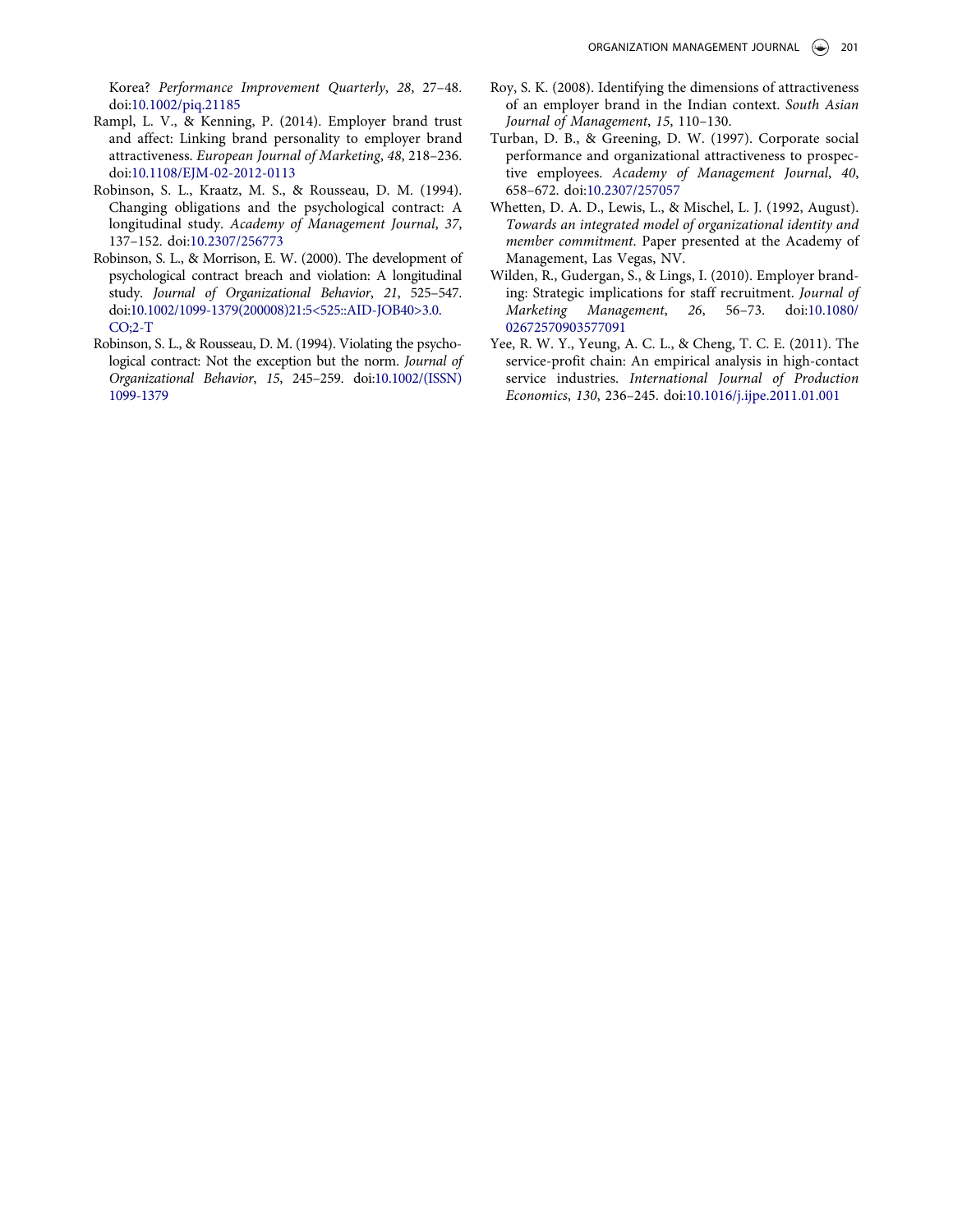Korea? *Performance Improvement Quarterly*, *28*, 27–48. doi:10.1002/piq.21185

Rampl, L. V., & Kenning, P. (2014). Employer brand trust and affect: Linking brand personality to employer brand attractiveness. *European Journal of Marketing*, *48*, 218–236. doi:10.1108/EJM-02-2012-0113

Robinson, S. L., Kraatz, M. S., & Rousseau, D. M. (1994). Changing obligations and the psychological contract: A longitudinal study. *Academy of Management Journal*, *37*, 137–152. doi:10.2307/256773

Robinson, S. L., & Morrison, E. W. (2000). The development of psychological contract breach and violation: A longitudinal study. *Journal of Organizational Behavior*, *21*, 525–547. doi:10.1002/1099-1379(200008)21:5<525::AID-JOB40>3.0.CO;2-T

Robinson, S. L., & Rousseau, D. M. (1994). Violating the psychological contract: Not the exception but the norm. *Journal of Organizational Behavior*, *15*, 245–259. doi:10.1002/(ISSN)1099-1379

Roy, S. K. (2008). Identifying the dimensions of attractiveness of an employer brand in the Indian context. *South Asian Journal of Management*, *15*, 110–130.

Turban, D. B., & Greening, D. W. (1997). Corporate social performance and organizational attractiveness to prospective employees. *Academy of Management Journal*, *40*, 658–672. doi:10.2307/257057

Whetten, D. A. D., Lewis, L., & Mischel, L. J. (1992, August). *Towards an integrated model of organizational identity and member commitment.* Paper presented at the Academy of Management, Las Vegas, NV.

Wilden, R., Gudergan, S., & Lings, I. (2010). Employer branding: Strategic implications for staff recruitment. *Journal of Marketing Management*, *26*, 56–73. doi:10.1080/02672570903577091

Yee, R. W. Y., Yeung, A. C. L., & Cheng, T. C. E. (2011). The service-profit chain: An empirical analysis in high-contact service industries. *International Journal of Production Economics*, *130*, 236–245. doi:10.1016/j.ijpe.2011.01.001